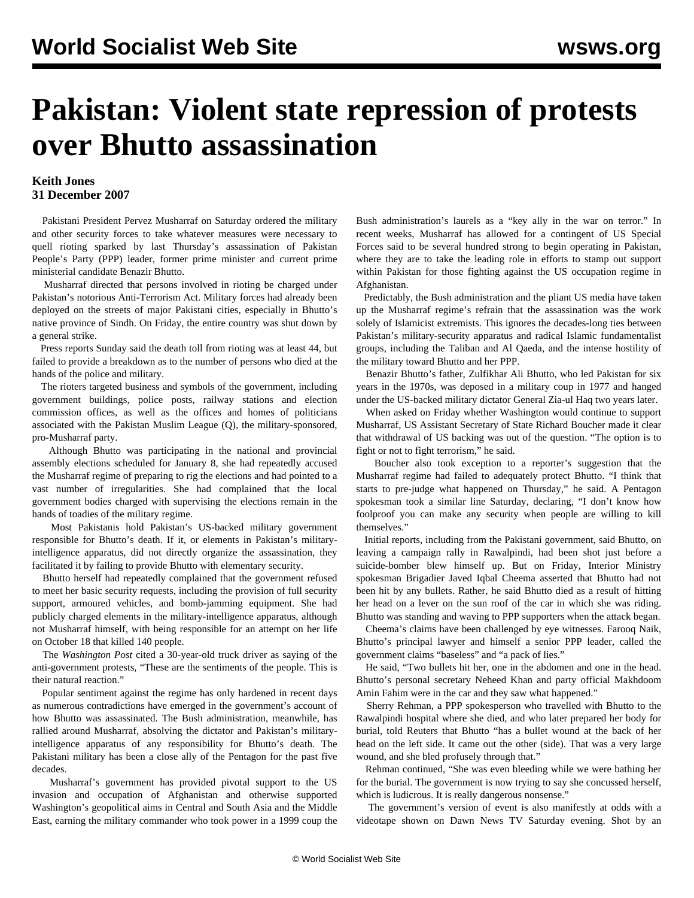# Pakistan: Violent state repression of protests over Bhutto assassination

**Keith Jones**
**31 December 2007**

Pakistani President Pervez Musharraf on Saturday ordered the military and other security forces to take whatever measures were necessary to quell rioting sparked by last Thursday's assassination of Pakistan People's Party (PPP) leader, former prime minister and current prime ministerial candidate Benazir Bhutto.

Musharraf directed that persons involved in rioting be charged under Pakistan's notorious Anti-Terrorism Act. Military forces had already been deployed on the streets of major Pakistani cities, especially in Bhutto's native province of Sindh. On Friday, the entire country was shut down by a general strike.

Press reports Sunday said the death toll from rioting was at least 44, but failed to provide a breakdown as to the number of persons who died at the hands of the police and military.

The rioters targeted business and symbols of the government, including government buildings, police posts, railway stations and election commission offices, as well as the offices and homes of politicians associated with the Pakistan Muslim League (Q), the military-sponsored, pro-Musharraf party.

Although Bhutto was participating in the national and provincial assembly elections scheduled for January 8, she had repeatedly accused the Musharraf regime of preparing to rig the elections and had pointed to a vast number of irregularities. She had complained that the local government bodies charged with supervising the elections remain in the hands of toadies of the military regime.

Most Pakistanis hold Pakistan's US-backed military government responsible for Bhutto's death. If it, or elements in Pakistan's military-intelligence apparatus, did not directly organize the assassination, they facilitated it by failing to provide Bhutto with elementary security.

Bhutto herself had repeatedly complained that the government refused to meet her basic security requests, including the provision of full security support, armoured vehicles, and bomb-jamming equipment. She had publicly charged elements in the military-intelligence apparatus, although not Musharraf himself, with being responsible for an attempt on her life on October 18 that killed 140 people.

The *Washington Post* cited a 30-year-old truck driver as saying of the anti-government protests, "These are the sentiments of the people. This is their natural reaction."

Popular sentiment against the regime has only hardened in recent days as numerous contradictions have emerged in the government's account of how Bhutto was assassinated. The Bush administration, meanwhile, has rallied around Musharraf, absolving the dictator and Pakistan's military-intelligence apparatus of any responsibility for Bhutto's death. The Pakistani military has been a close ally of the Pentagon for the past five decades.

Musharraf's government has provided pivotal support to the US invasion and occupation of Afghanistan and otherwise supported Washington's geopolitical aims in Central and South Asia and the Middle East, earning the military commander who took power in a 1999 coup the Bush administration's laurels as a "key ally in the war on terror." In recent weeks, Musharraf has allowed for a contingent of US Special Forces said to be several hundred strong to begin operating in Pakistan, where they are to take the leading role in efforts to stamp out support within Pakistan for those fighting against the US occupation regime in Afghanistan.

Predictably, the Bush administration and the pliant US media have taken up the Musharraf regime's refrain that the assassination was the work solely of Islamicist extremists. This ignores the decades-long ties between Pakistan's military-security apparatus and radical Islamic fundamentalist groups, including the Taliban and Al Qaeda, and the intense hostility of the military toward Bhutto and her PPP.

Benazir Bhutto's father, Zulfikhar Ali Bhutto, who led Pakistan for six years in the 1970s, was deposed in a military coup in 1977 and hanged under the US-backed military dictator General Zia-ul Haq two years later.

When asked on Friday whether Washington would continue to support Musharraf, US Assistant Secretary of State Richard Boucher made it clear that withdrawal of US backing was out of the question. "The option is to fight or not to fight terrorism," he said.

Boucher also took exception to a reporter's suggestion that the Musharraf regime had failed to adequately protect Bhutto. "I think that starts to pre-judge what happened on Thursday," he said. A Pentagon spokesman took a similar line Saturday, declaring, "I don't know how foolproof you can make any security when people are willing to kill themselves."

Initial reports, including from the Pakistani government, said Bhutto, on leaving a campaign rally in Rawalpindi, had been shot just before a suicide-bomber blew himself up. But on Friday, Interior Ministry spokesman Brigadier Javed Iqbal Cheema asserted that Bhutto had not been hit by any bullets. Rather, he said Bhutto died as a result of hitting her head on a lever on the sun roof of the car in which she was riding. Bhutto was standing and waving to PPP supporters when the attack began.

Cheema's claims have been challenged by eye witnesses. Farooq Naik, Bhutto's principal lawyer and himself a senior PPP leader, called the government claims "baseless" and "a pack of lies."

He said, "Two bullets hit her, one in the abdomen and one in the head. Bhutto's personal secretary Neheed Khan and party official Makhdoom Amin Fahim were in the car and they saw what happened."

Sherry Rehman, a PPP spokesperson who travelled with Bhutto to the Rawalpindi hospital where she died, and who later prepared her body for burial, told Reuters that Bhutto "has a bullet wound at the back of her head on the left side. It came out the other (side). That was a very large wound, and she bled profusely through that."

Rehman continued, "She was even bleeding while we were bathing her for the burial. The government is now trying to say she concussed herself, which is ludicrous. It is really dangerous nonsense."

The government's version of event is also manifestly at odds with a videotape shown on Dawn News TV Saturday evening. Shot by an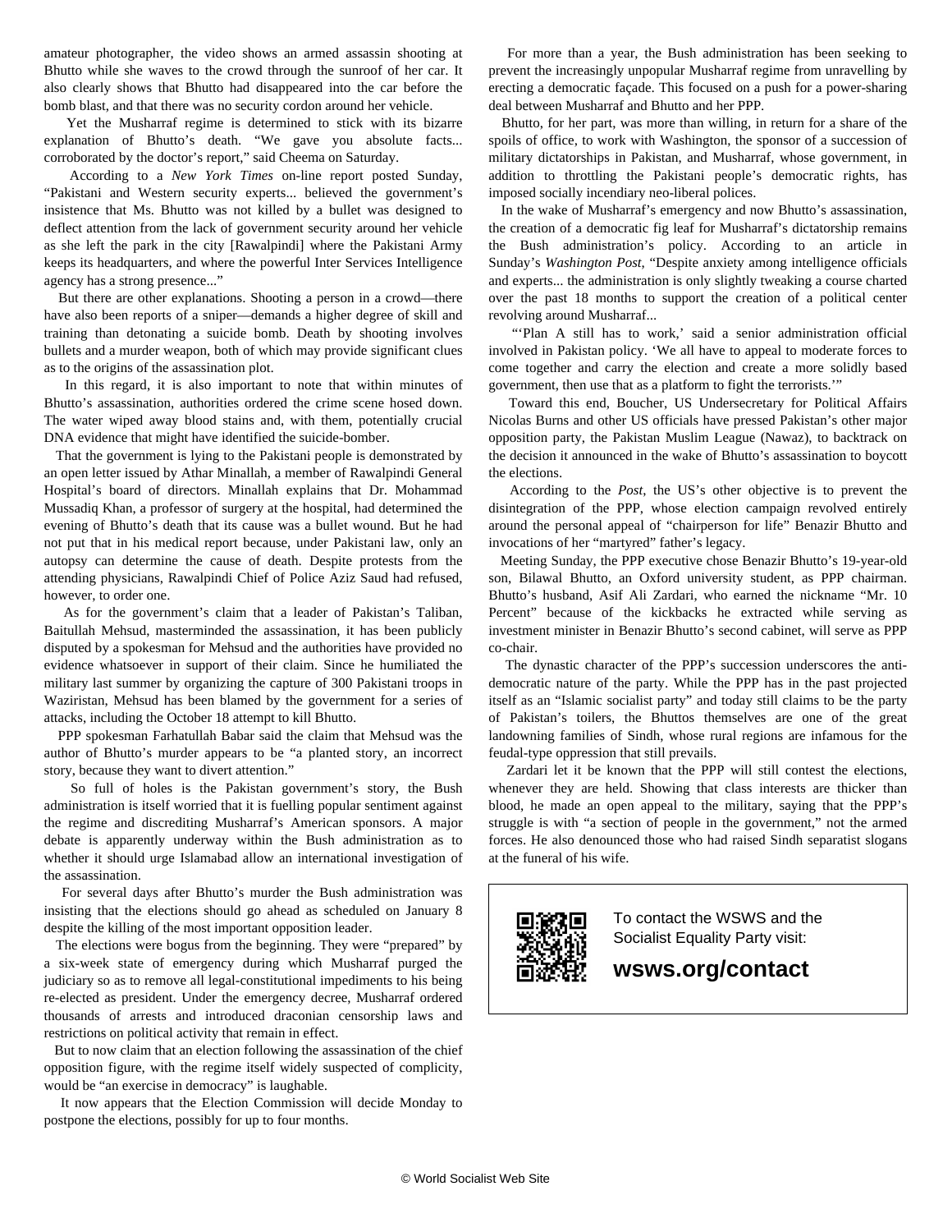amateur photographer, the video shows an armed assassin shooting at Bhutto while she waves to the crowd through the sunroof of her car. It also clearly shows that Bhutto had disappeared into the car before the bomb blast, and that there was no security cordon around her vehicle.

Yet the Musharraf regime is determined to stick with its bizarre explanation of Bhutto's death. "We gave you absolute facts... corroborated by the doctor's report," said Cheema on Saturday.

According to a *New York Times* on-line report posted Sunday, "Pakistani and Western security experts... believed the government's insistence that Ms. Bhutto was not killed by a bullet was designed to deflect attention from the lack of government security around her vehicle as she left the park in the city [Rawalpindi] where the Pakistani Army keeps its headquarters, and where the powerful Inter Services Intelligence agency has a strong presence..."

But there are other explanations. Shooting a person in a crowd—there have also been reports of a sniper—demands a higher degree of skill and training than detonating a suicide bomb. Death by shooting involves bullets and a murder weapon, both of which may provide significant clues as to the origins of the assassination plot.

In this regard, it is also important to note that within minutes of Bhutto's assassination, authorities ordered the crime scene hosed down. The water wiped away blood stains and, with them, potentially crucial DNA evidence that might have identified the suicide-bomber.

That the government is lying to the Pakistani people is demonstrated by an open letter issued by Athar Minallah, a member of Rawalpindi General Hospital's board of directors. Minallah explains that Dr. Mohammad Mussadiq Khan, a professor of surgery at the hospital, had determined the evening of Bhutto's death that its cause was a bullet wound. But he had not put that in his medical report because, under Pakistani law, only an autopsy can determine the cause of death. Despite protests from the attending physicians, Rawalpindi Chief of Police Aziz Saud had refused, however, to order one.

As for the government's claim that a leader of Pakistan's Taliban, Baitullah Mehsud, masterminded the assassination, it has been publicly disputed by a spokesman for Mehsud and the authorities have provided no evidence whatsoever in support of their claim. Since he humiliated the military last summer by organizing the capture of 300 Pakistani troops in Waziristan, Mehsud has been blamed by the government for a series of attacks, including the October 18 attempt to kill Bhutto.

PPP spokesman Farhatullah Babar said the claim that Mehsud was the author of Bhutto's murder appears to be "a planted story, an incorrect story, because they want to divert attention."

So full of holes is the Pakistan government's story, the Bush administration is itself worried that it is fuelling popular sentiment against the regime and discrediting Musharraf's American sponsors. A major debate is apparently underway within the Bush administration as to whether it should urge Islamabad allow an international investigation of the assassination.

For several days after Bhutto's murder the Bush administration was insisting that the elections should go ahead as scheduled on January 8 despite the killing of the most important opposition leader.

The elections were bogus from the beginning. They were "prepared" by a six-week state of emergency during which Musharraf purged the judiciary so as to remove all legal-constitutional impediments to his being re-elected as president. Under the emergency decree, Musharraf ordered thousands of arrests and introduced draconian censorship laws and restrictions on political activity that remain in effect.

But to now claim that an election following the assassination of the chief opposition figure, with the regime itself widely suspected of complicity, would be "an exercise in democracy" is laughable.

It now appears that the Election Commission will decide Monday to postpone the elections, possibly for up to four months.

For more than a year, the Bush administration has been seeking to prevent the increasingly unpopular Musharraf regime from unravelling by erecting a democratic façade. This focused on a push for a power-sharing deal between Musharraf and Bhutto and her PPP.

Bhutto, for her part, was more than willing, in return for a share of the spoils of office, to work with Washington, the sponsor of a succession of military dictatorships in Pakistan, and Musharraf, whose government, in addition to throttling the Pakistani people's democratic rights, has imposed socially incendiary neo-liberal polices.

In the wake of Musharraf's emergency and now Bhutto's assassination, the creation of a democratic fig leaf for Musharraf's dictatorship remains the Bush administration's policy. According to an article in Sunday's *Washington Post*, "Despite anxiety among intelligence officials and experts... the administration is only slightly tweaking a course charted over the past 18 months to support the creation of a political center revolving around Musharraf...

"'Plan A still has to work,' said a senior administration official involved in Pakistan policy. 'We all have to appeal to moderate forces to come together and carry the election and create a more solidly based government, then use that as a platform to fight the terrorists.'"

Toward this end, Boucher, US Undersecretary for Political Affairs Nicolas Burns and other US officials have pressed Pakistan's other major opposition party, the Pakistan Muslim League (Nawaz), to backtrack on the decision it announced in the wake of Bhutto's assassination to boycott the elections.

According to the *Post*, the US's other objective is to prevent the disintegration of the PPP, whose election campaign revolved entirely around the personal appeal of "chairperson for life" Benazir Bhutto and invocations of her "martyred" father's legacy.

Meeting Sunday, the PPP executive chose Benazir Bhutto's 19-year-old son, Bilawal Bhutto, an Oxford university student, as PPP chairman. Bhutto's husband, Asif Ali Zardari, who earned the nickname "Mr. 10 Percent" because of the kickbacks he extracted while serving as investment minister in Benazir Bhutto's second cabinet, will serve as PPP co-chair.

The dynastic character of the PPP's succession underscores the anti-democratic nature of the party. While the PPP has in the past projected itself as an "Islamic socialist party" and today still claims to be the party of Pakistan's toilers, the Bhuttos themselves are one of the great landowning families of Sindh, whose rural regions are infamous for the feudal-type oppression that still prevails.

Zardari let it be known that the PPP will still contest the elections, whenever they are held. Showing that class interests are thicker than blood, he made an open appeal to the military, saying that the PPP's struggle is with "a section of people in the government," not the armed forces. He also denounced those who had raised Sindh separatist slogans at the funeral of his wife.

To contact the WSWS and the Socialist Equality Party visit:

**wsws.org/contact**